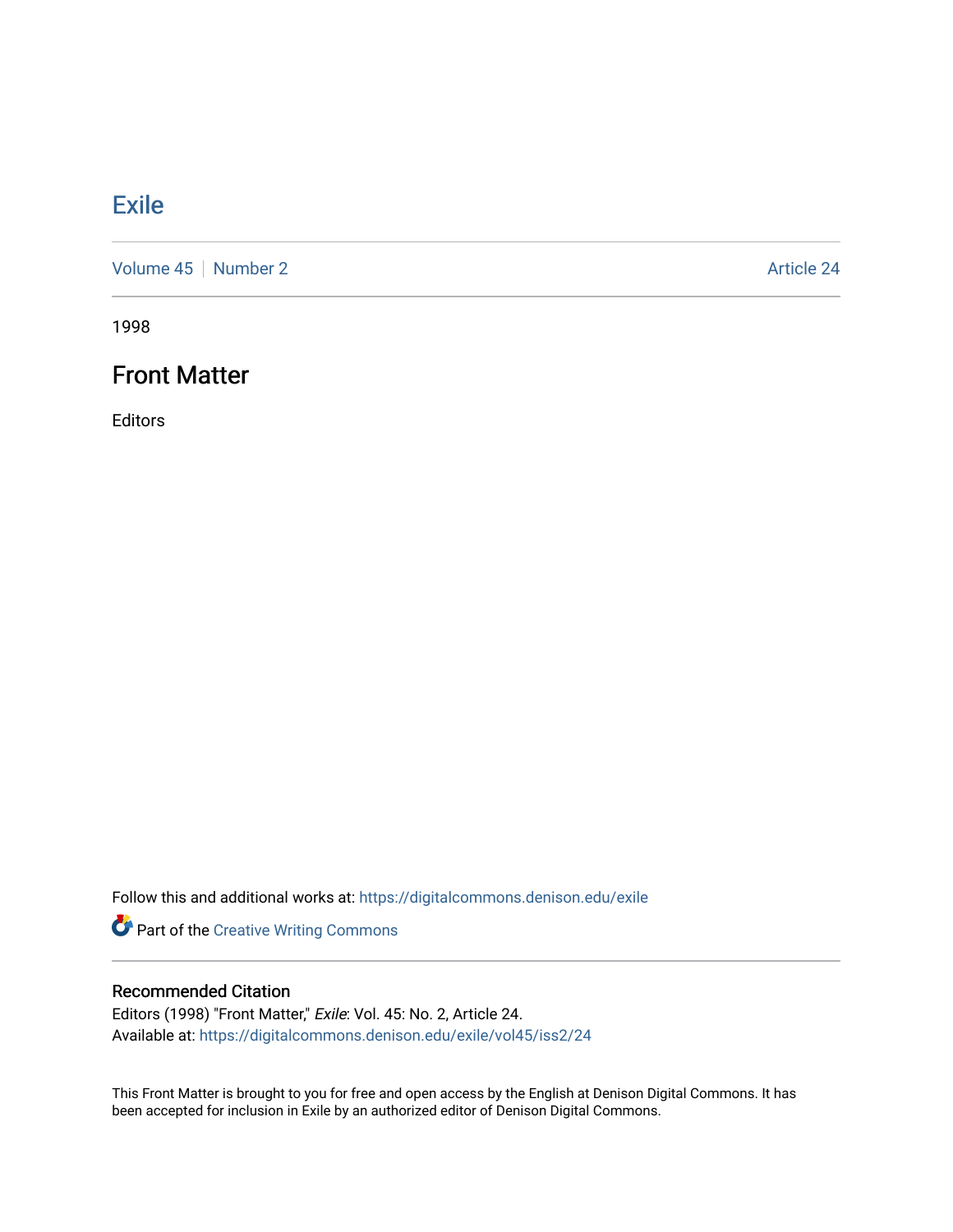# Exile

Volume 45 | Number 2 — Article 24

1998

## Front Matter

Editors

Follow this and additional works at: https://digitalcommons.denison.edu/exile

Part of the Creative Writing Commons

### Recommended Citation

Editors (1998) "Front Matter," *Exile*: Vol. 45: No. 2, Article 24.
Available at: https://digitalcommons.denison.edu/exile/vol45/iss2/24

This Front Matter is brought to you for free and open access by the English at Denison Digital Commons. It has been accepted for inclusion in Exile by an authorized editor of Denison Digital Commons.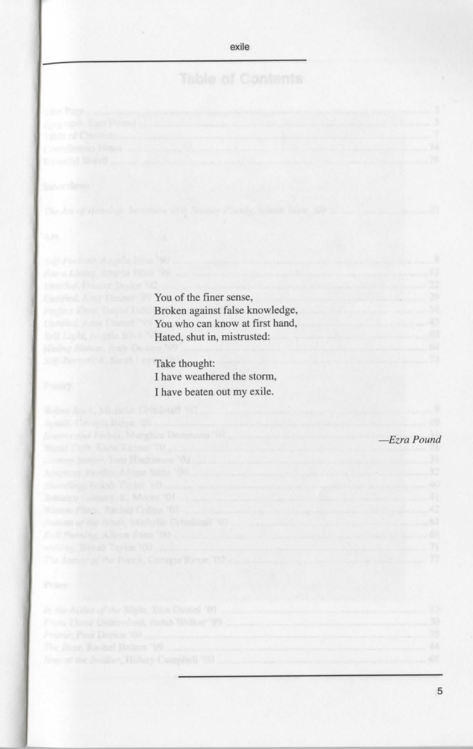You of the finer sense,
Broken against false knowledge,
You who can know at first hand,
Hated, shut in, mistrusted:

Take thought:
I have weathered the storm,
I have beaten out my exile.

*—Ezra Pound*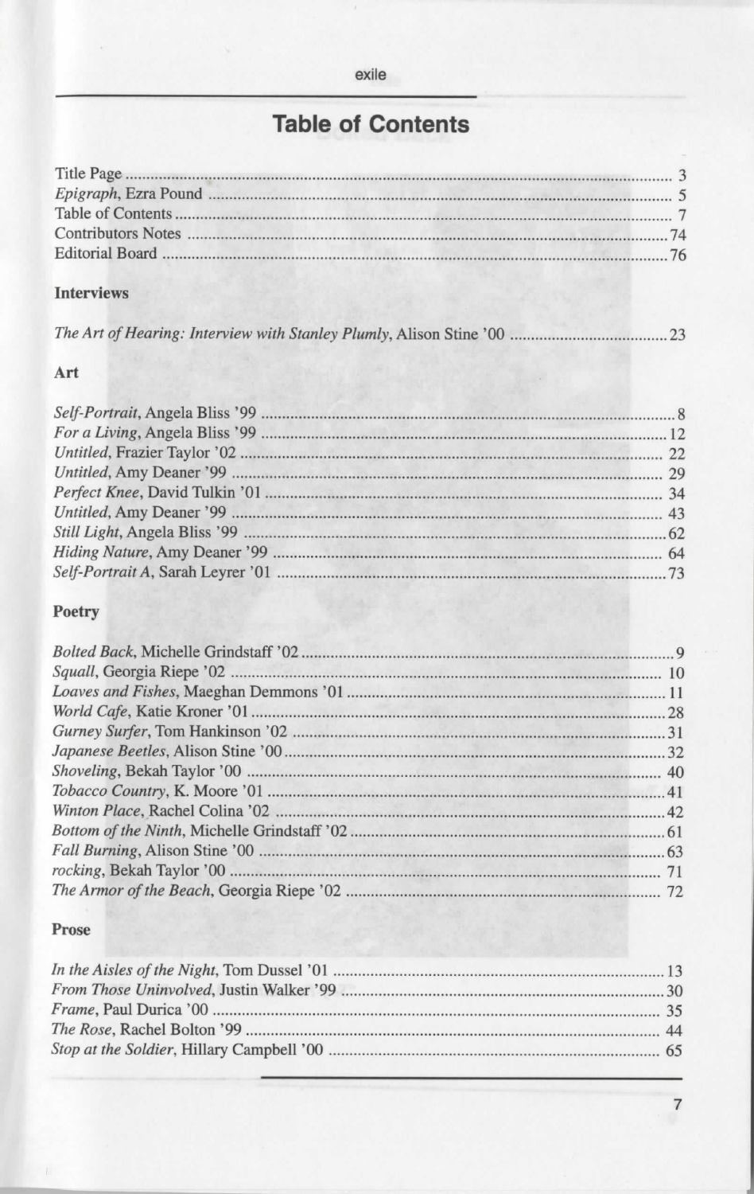# Table of Contents

Title Page ........ 3
*Epigraph*, Ezra Pound ........ 5
Table of Contents ........ 7
Contributors Notes ........ 74
Editorial Board ........ 76

### Interviews

*The Art of Hearing: Interview with Stanley Plumly*, Alison Stine '00 ........ 23

### Art

*Self-Portrait*, Angela Bliss '99 ........ 8
*For a Living*, Angela Bliss '99 ........ 12
*Untitled*, Frazier Taylor '02 ........ 22
*Untitled*, Amy Deaner '99 ........ 29
*Perfect Knee*, David Tulkin '01 ........ 34
*Untitled*, Amy Deaner '99 ........ 43
*Still Light*, Angela Bliss '99 ........ 62
*Hiding Nature*, Amy Deaner '99 ........ 64
*Self-Portrait A*, Sarah Leyrer '01 ........ 73

### Poetry

*Bolted Back*, Michelle Grindstaff '02 ........ 9
*Squall*, Georgia Riepe '02 ........ 10
*Loaves and Fishes*, Maeghan Demmons '01 ........ 11
*World Cafe*, Katie Kroner '01 ........ 28
*Gurney Surfer*, Tom Hankinson '02 ........ 31
*Japanese Beetles*, Alison Stine '00 ........ 32
*Shoveling*, Bekah Taylor '00 ........ 40
*Tobacco Country*, K. Moore '01 ........ 41
*Winton Place*, Rachel Colina '02 ........ 42
*Bottom of the Ninth*, Michelle Grindstaff '02 ........ 61
*Fall Burning*, Alison Stine '00 ........ 63
*rocking*, Bekah Taylor '00 ........ 71
*The Armor of the Beach*, Georgia Riepe '02 ........ 72

### Prose

*In the Aisles of the Night*, Tom Dussel '01 ........ 13
*From Those Uninvolved*, Justin Walker '99 ........ 30
*Frame*, Paul Durica '00 ........ 35
*The Rose*, Rachel Bolton '99 ........ 44
*Stop at the Soldier*, Hillary Campbell '00 ........ 65